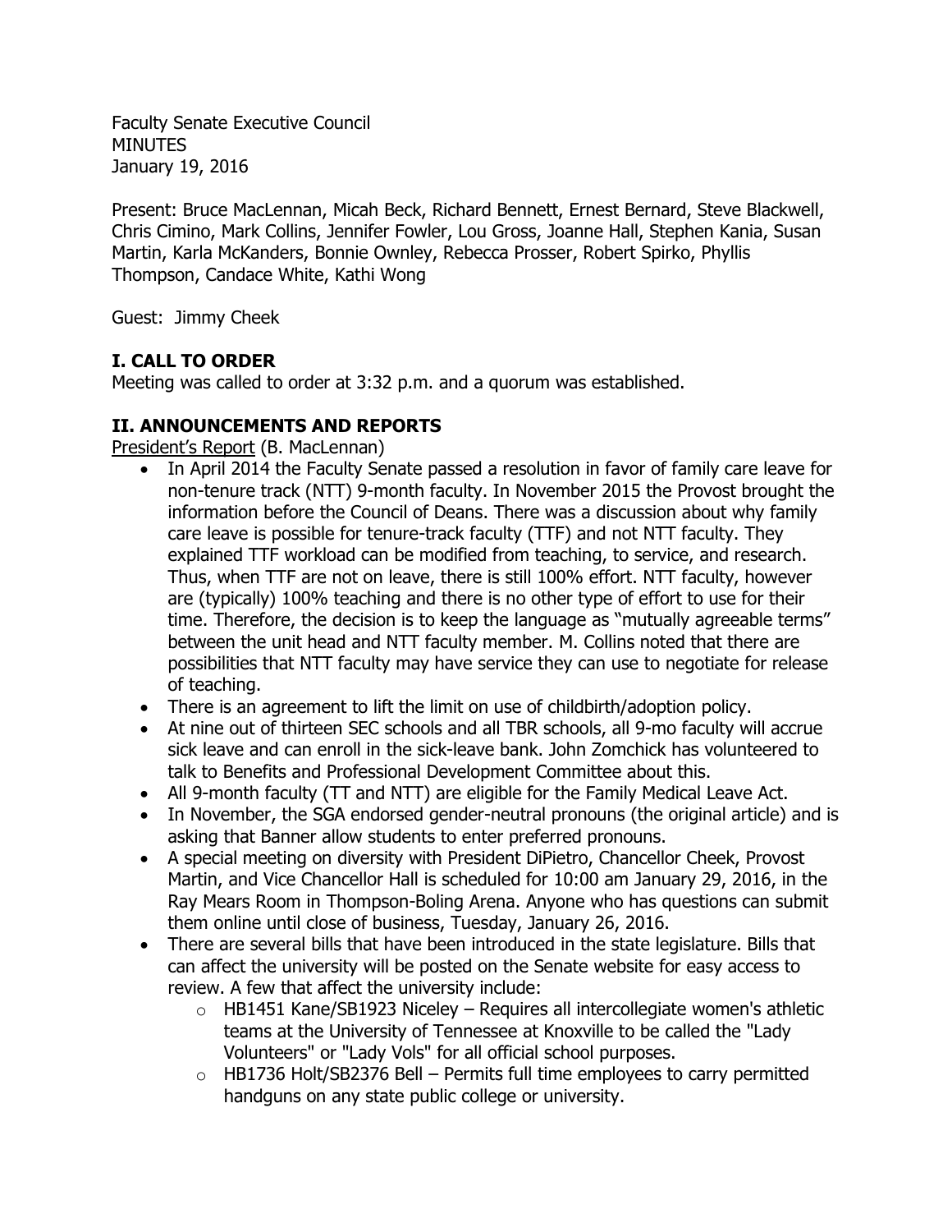Faculty Senate Executive Council
MINUTES
January 19, 2016

Present: Bruce MacLennan, Micah Beck, Richard Bennett, Ernest Bernard, Steve Blackwell, Chris Cimino, Mark Collins, Jennifer Fowler, Lou Gross, Joanne Hall, Stephen Kania, Susan Martin, Karla McKanders, Bonnie Ownley, Rebecca Prosser, Robert Spirko, Phyllis Thompson, Candace White, Kathi Wong

Guest: Jimmy Cheek

## I. CALL TO ORDER

Meeting was called to order at 3:32 p.m. and a quorum was established.

## II. ANNOUNCEMENTS AND REPORTS

President's Report (B. MacLennan)

- In April 2014 the Faculty Senate passed a resolution in favor of family care leave for non-tenure track (NTT) 9-month faculty. In November 2015 the Provost brought the information before the Council of Deans. There was a discussion about why family care leave is possible for tenure-track faculty (TTF) and not NTT faculty. They explained TTF workload can be modified from teaching, to service, and research. Thus, when TTF are not on leave, there is still 100% effort. NTT faculty, however are (typically) 100% teaching and there is no other type of effort to use for their time. Therefore, the decision is to keep the language as "mutually agreeable terms" between the unit head and NTT faculty member. M. Collins noted that there are possibilities that NTT faculty may have service they can use to negotiate for release of teaching.
- There is an agreement to lift the limit on use of childbirth/adoption policy.
- At nine out of thirteen SEC schools and all TBR schools, all 9-mo faculty will accrue sick leave and can enroll in the sick-leave bank. John Zomchick has volunteered to talk to Benefits and Professional Development Committee about this.
- All 9-month faculty (TT and NTT) are eligible for the Family Medical Leave Act.
- In November, the SGA endorsed gender-neutral pronouns (the original article) and is asking that Banner allow students to enter preferred pronouns.
- A special meeting on diversity with President DiPietro, Chancellor Cheek, Provost Martin, and Vice Chancellor Hall is scheduled for 10:00 am January 29, 2016, in the Ray Mears Room in Thompson-Boling Arena. Anyone who has questions can submit them online until close of business, Tuesday, January 26, 2016.
- There are several bills that have been introduced in the state legislature. Bills that can affect the university will be posted on the Senate website for easy access to review. A few that affect the university include:
  - HB1451 Kane/SB1923 Niceley – Requires all intercollegiate women's athletic teams at the University of Tennessee at Knoxville to be called the "Lady Volunteers" or "Lady Vols" for all official school purposes.
  - HB1736 Holt/SB2376 Bell – Permits full time employees to carry permitted handguns on any state public college or university.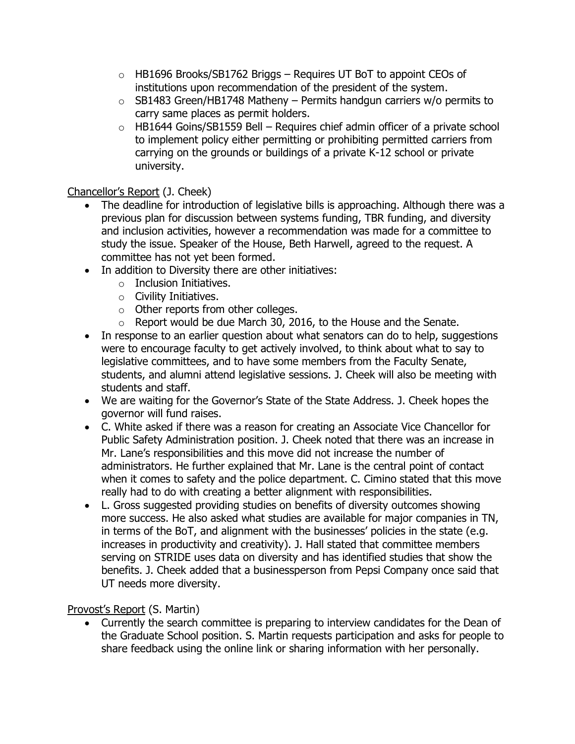- HB1696 Brooks/SB1762 Briggs – Requires UT BoT to appoint CEOs of institutions upon recommendation of the president of the system.
  - SB1483 Green/HB1748 Matheny – Permits handgun carriers w/o permits to carry same places as permit holders.
  - HB1644 Goins/SB1559 Bell – Requires chief admin officer of a private school to implement policy either permitting or prohibiting permitted carriers from carrying on the grounds or buildings of a private K-12 school or private university.

<u>Chancellor's Report</u> (J. Cheek)

- The deadline for introduction of legislative bills is approaching. Although there was a previous plan for discussion between systems funding, TBR funding, and diversity and inclusion activities, however a recommendation was made for a committee to study the issue. Speaker of the House, Beth Harwell, agreed to the request. A committee has not yet been formed.
- In addition to Diversity there are other initiatives:
  - Inclusion Initiatives.
  - Civility Initiatives.
  - Other reports from other colleges.
  - Report would be due March 30, 2016, to the House and the Senate.
- In response to an earlier question about what senators can do to help, suggestions were to encourage faculty to get actively involved, to think about what to say to legislative committees, and to have some members from the Faculty Senate, students, and alumni attend legislative sessions. J. Cheek will also be meeting with students and staff.
- We are waiting for the Governor's State of the State Address. J. Cheek hopes the governor will fund raises.
- C. White asked if there was a reason for creating an Associate Vice Chancellor for Public Safety Administration position. J. Cheek noted that there was an increase in Mr. Lane's responsibilities and this move did not increase the number of administrators. He further explained that Mr. Lane is the central point of contact when it comes to safety and the police department. C. Cimino stated that this move really had to do with creating a better alignment with responsibilities.
- L. Gross suggested providing studies on benefits of diversity outcomes showing more success. He also asked what studies are available for major companies in TN, in terms of the BoT, and alignment with the businesses' policies in the state (e.g. increases in productivity and creativity). J. Hall stated that committee members serving on STRIDE uses data on diversity and has identified studies that show the benefits. J. Cheek added that a businessperson from Pepsi Company once said that UT needs more diversity.

<u>Provost's Report</u> (S. Martin)

- Currently the search committee is preparing to interview candidates for the Dean of the Graduate School position. S. Martin requests participation and asks for people to share feedback using the online link or sharing information with her personally.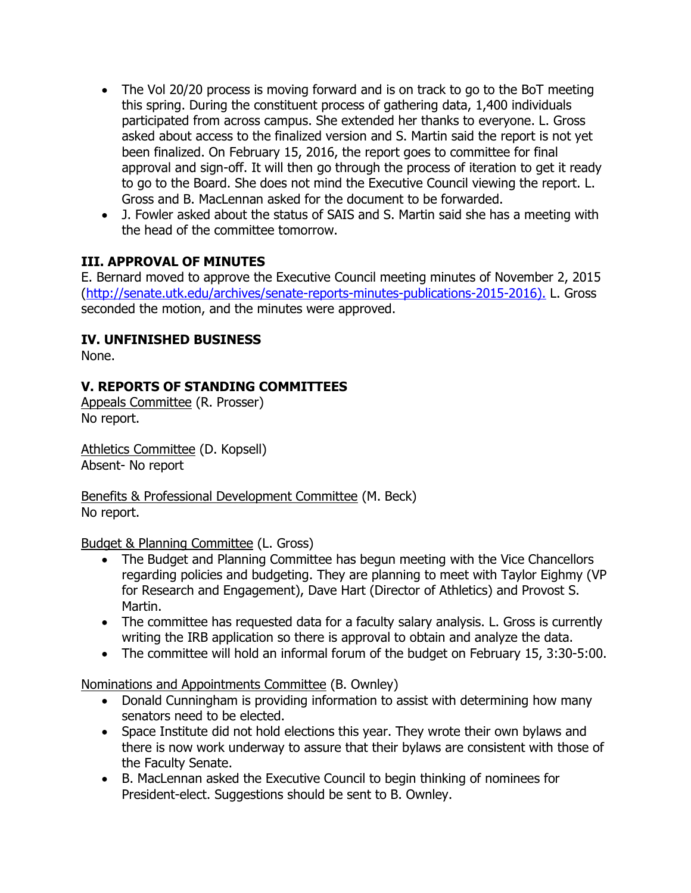- The Vol 20/20 process is moving forward and is on track to go to the BoT meeting this spring. During the constituent process of gathering data, 1,400 individuals participated from across campus. She extended her thanks to everyone. L. Gross asked about access to the finalized version and S. Martin said the report is not yet been finalized. On February 15, 2016, the report goes to committee for final approval and sign-off. It will then go through the process of iteration to get it ready to go to the Board. She does not mind the Executive Council viewing the report. L. Gross and B. MacLennan asked for the document to be forwarded.
- J. Fowler asked about the status of SAIS and S. Martin said she has a meeting with the head of the committee tomorrow.

## III. APPROVAL OF MINUTES

E. Bernard moved to approve the Executive Council meeting minutes of November 2, 2015 (http://senate.utk.edu/archives/senate-reports-minutes-publications-2015-2016). L. Gross seconded the motion, and the minutes were approved.

## IV. UNFINISHED BUSINESS

None.

## V. REPORTS OF STANDING COMMITTEES

Appeals Committee (R. Prosser)
No report.

Athletics Committee (D. Kopsell)
Absent- No report

Benefits & Professional Development Committee (M. Beck)
No report.

Budget & Planning Committee (L. Gross)

- The Budget and Planning Committee has begun meeting with the Vice Chancellors regarding policies and budgeting. They are planning to meet with Taylor Eighmy (VP for Research and Engagement), Dave Hart (Director of Athletics) and Provost S. Martin.
- The committee has requested data for a faculty salary analysis. L. Gross is currently writing the IRB application so there is approval to obtain and analyze the data.
- The committee will hold an informal forum of the budget on February 15, 3:30-5:00.

Nominations and Appointments Committee (B. Ownley)

- Donald Cunningham is providing information to assist with determining how many senators need to be elected.
- Space Institute did not hold elections this year. They wrote their own bylaws and there is now work underway to assure that their bylaws are consistent with those of the Faculty Senate.
- B. MacLennan asked the Executive Council to begin thinking of nominees for President-elect. Suggestions should be sent to B. Ownley.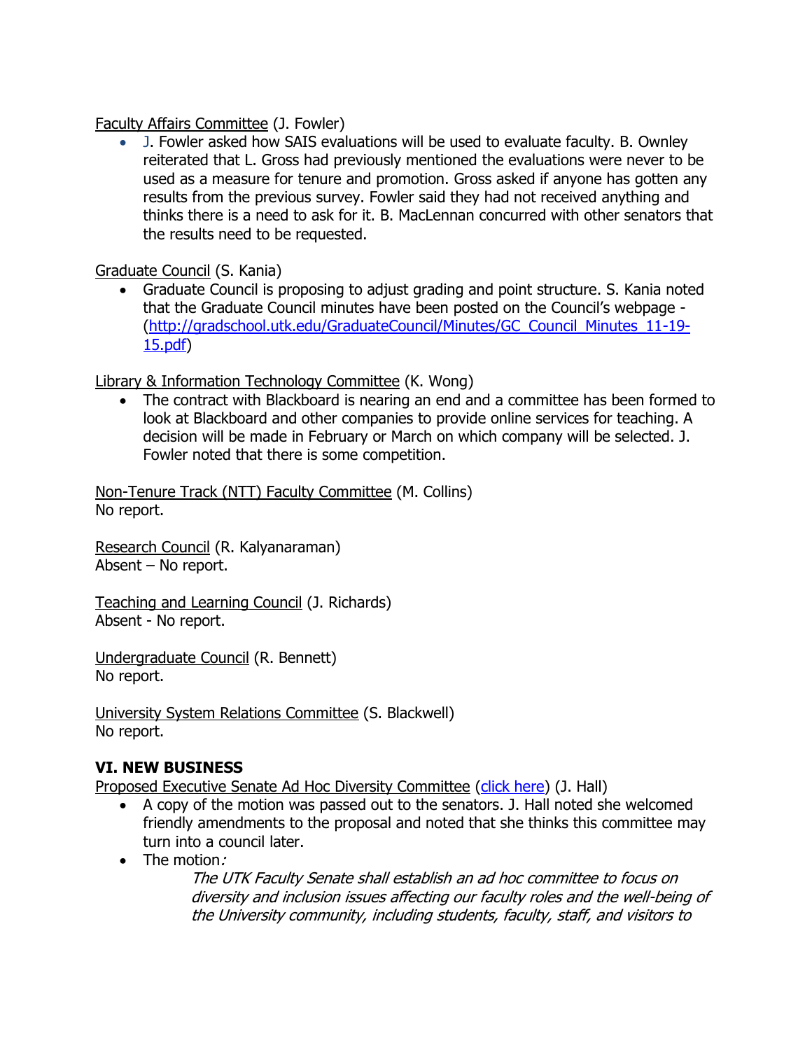Faculty Affairs Committee (J. Fowler)

- J. Fowler asked how SAIS evaluations will be used to evaluate faculty. B. Ownley reiterated that L. Gross had previously mentioned the evaluations were never to be used as a measure for tenure and promotion. Gross asked if anyone has gotten any results from the previous survey. Fowler said they had not received anything and thinks there is a need to ask for it. B. MacLennan concurred with other senators that the results need to be requested.

Graduate Council (S. Kania)

- Graduate Council is proposing to adjust grading and point structure. S. Kania noted that the Graduate Council minutes have been posted on the Council's webpage - (http://gradschool.utk.edu/GraduateCouncil/Minutes/GC_Council_Minutes_11-19-15.pdf)

Library & Information Technology Committee (K. Wong)

- The contract with Blackboard is nearing an end and a committee has been formed to look at Blackboard and other companies to provide online services for teaching. A decision will be made in February or March on which company will be selected. J. Fowler noted that there is some competition.

Non-Tenure Track (NTT) Faculty Committee (M. Collins)
No report.

Research Council (R. Kalyanaraman)
Absent – No report.

Teaching and Learning Council (J. Richards)
Absent - No report.

Undergraduate Council (R. Bennett)
No report.

University System Relations Committee (S. Blackwell)
No report.

**VI. NEW BUSINESS**

Proposed Executive Senate Ad Hoc Diversity Committee (click here) (J. Hall)

- A copy of the motion was passed out to the senators. J. Hall noted she welcomed friendly amendments to the proposal and noted that she thinks this committee may turn into a council later.
- The motion*:*

  *The UTK Faculty Senate shall establish an ad hoc committee to focus on diversity and inclusion issues affecting our faculty roles and the well-being of the University community, including students, faculty, staff, and visitors to*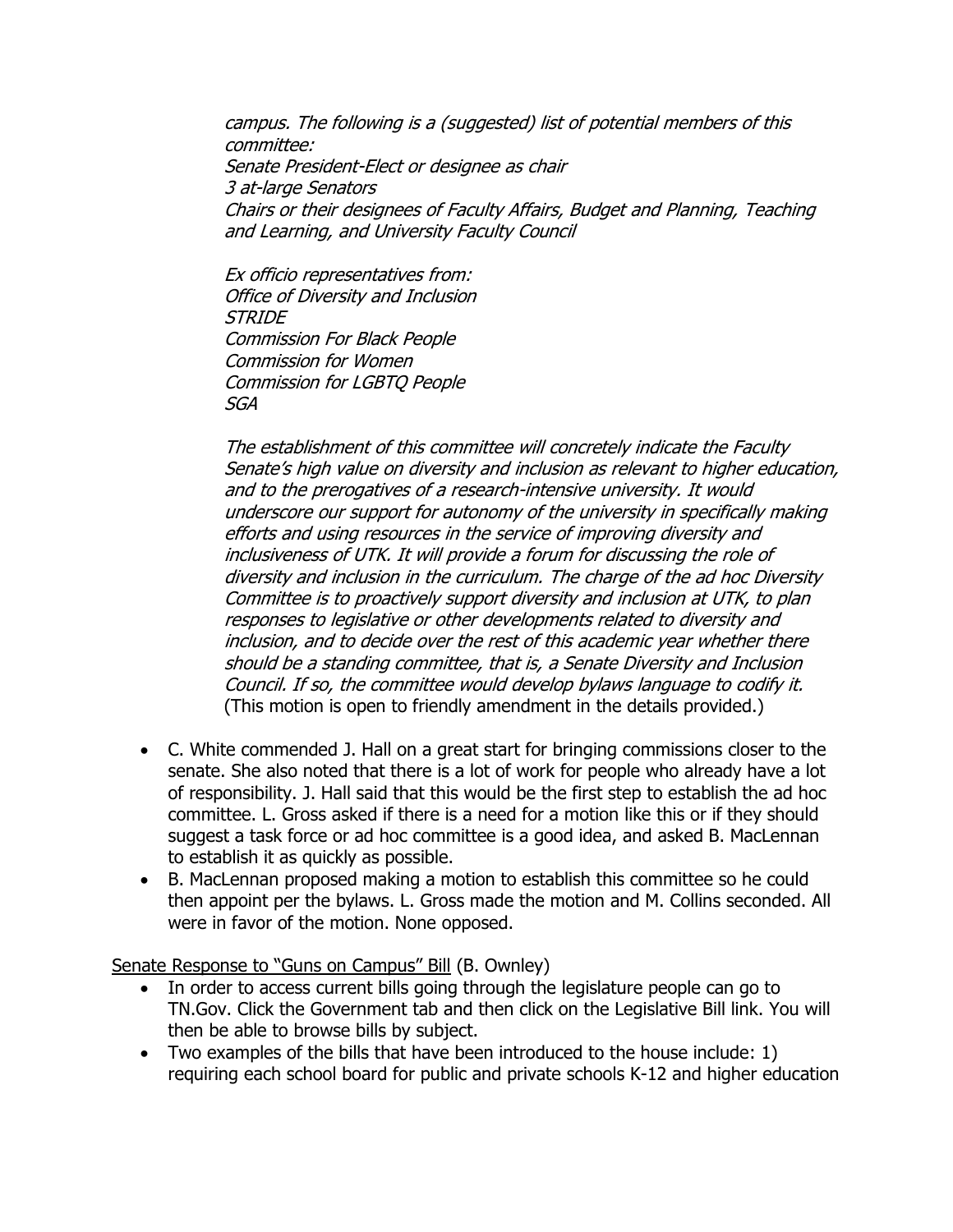*campus. The following is a (suggested) list of potential members of this committee:*
*Senate President-Elect or designee as chair*
*3 at-large Senators*
*Chairs or their designees of Faculty Affairs, Budget and Planning, Teaching and Learning, and University Faculty Council*

*Ex officio representatives from:*
*Office of Diversity and Inclusion*
*STRIDE*
*Commission For Black People*
*Commission for Women*
*Commission for LGBTQ People*
*SGA*

*The establishment of this committee will concretely indicate the Faculty Senate's high value on diversity and inclusion as relevant to higher education, and to the prerogatives of a research-intensive university. It would underscore our support for autonomy of the university in specifically making efforts and using resources in the service of improving diversity and inclusiveness of UTK. It will provide a forum for discussing the role of diversity and inclusion in the curriculum. The charge of the ad hoc Diversity Committee is to proactively support diversity and inclusion at UTK, to plan responses to legislative or other developments related to diversity and inclusion, and to decide over the rest of this academic year whether there should be a standing committee, that is, a Senate Diversity and Inclusion Council. If so, the committee would develop bylaws language to codify it.* (This motion is open to friendly amendment in the details provided.)

- C. White commended J. Hall on a great start for bringing commissions closer to the senate. She also noted that there is a lot of work for people who already have a lot of responsibility. J. Hall said that this would be the first step to establish the ad hoc committee. L. Gross asked if there is a need for a motion like this or if they should suggest a task force or ad hoc committee is a good idea, and asked B. MacLennan to establish it as quickly as possible.
- B. MacLennan proposed making a motion to establish this committee so he could then appoint per the bylaws. L. Gross made the motion and M. Collins seconded. All were in favor of the motion. None opposed.

<u>Senate Response to "Guns on Campus" Bill</u> (B. Ownley)

- In order to access current bills going through the legislature people can go to TN.Gov. Click the Government tab and then click on the Legislative Bill link. You will then be able to browse bills by subject.
- Two examples of the bills that have been introduced to the house include: 1) requiring each school board for public and private schools K-12 and higher education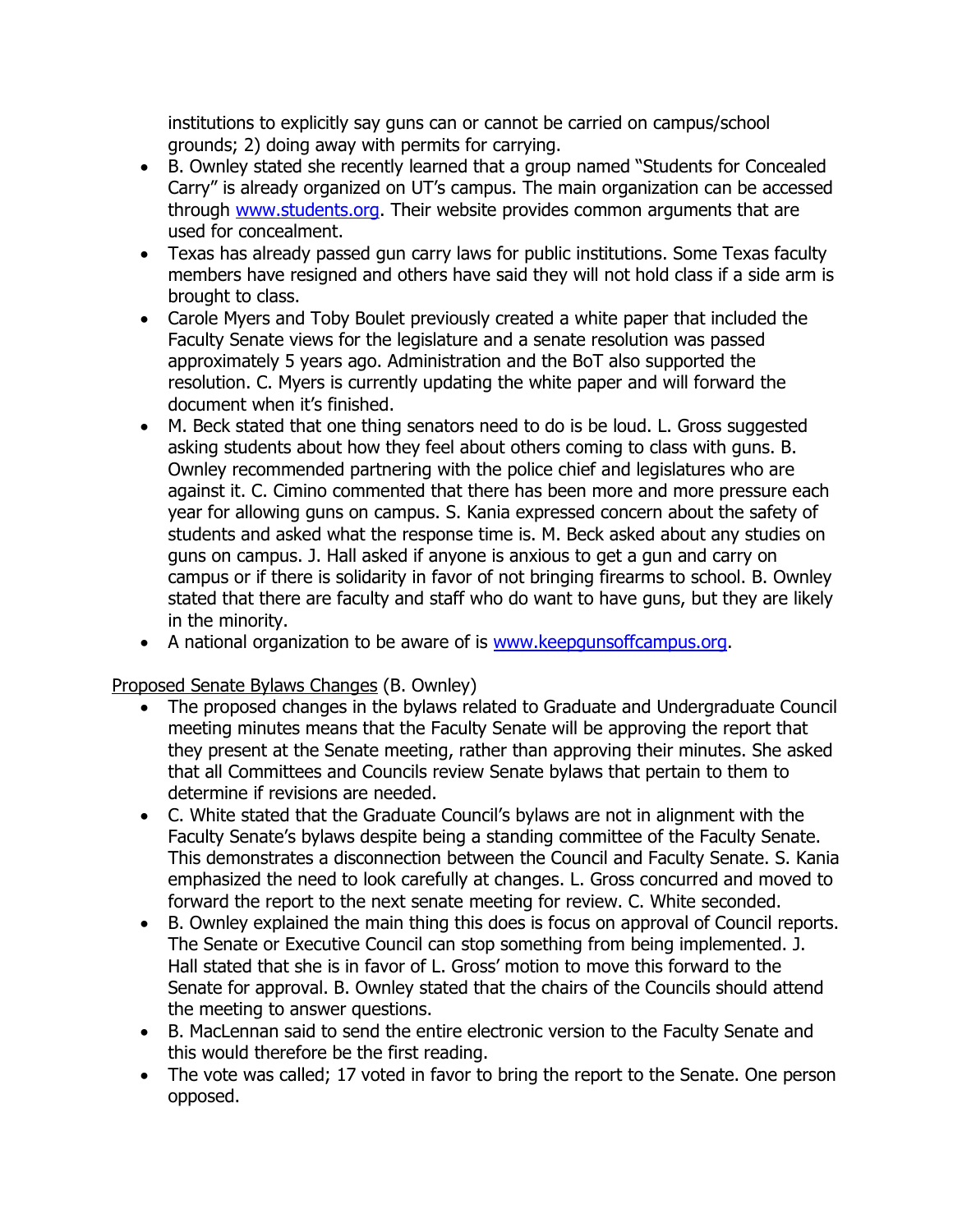institutions to explicitly say guns can or cannot be carried on campus/school grounds; 2) doing away with permits for carrying.

- B. Ownley stated she recently learned that a group named "Students for Concealed Carry" is already organized on UT's campus. The main organization can be accessed through www.students.org. Their website provides common arguments that are used for concealment.
- Texas has already passed gun carry laws for public institutions. Some Texas faculty members have resigned and others have said they will not hold class if a side arm is brought to class.
- Carole Myers and Toby Boulet previously created a white paper that included the Faculty Senate views for the legislature and a senate resolution was passed approximately 5 years ago. Administration and the BoT also supported the resolution. C. Myers is currently updating the white paper and will forward the document when it's finished.
- M. Beck stated that one thing senators need to do is be loud. L. Gross suggested asking students about how they feel about others coming to class with guns. B. Ownley recommended partnering with the police chief and legislatures who are against it. C. Cimino commented that there has been more and more pressure each year for allowing guns on campus. S. Kania expressed concern about the safety of students and asked what the response time is. M. Beck asked about any studies on guns on campus. J. Hall asked if anyone is anxious to get a gun and carry on campus or if there is solidarity in favor of not bringing firearms to school. B. Ownley stated that there are faculty and staff who do want to have guns, but they are likely in the minority.
- A national organization to be aware of is www.keepgunsoffcampus.org.

<u>Proposed Senate Bylaws Changes</u> (B. Ownley)

- The proposed changes in the bylaws related to Graduate and Undergraduate Council meeting minutes means that the Faculty Senate will be approving the report that they present at the Senate meeting, rather than approving their minutes. She asked that all Committees and Councils review Senate bylaws that pertain to them to determine if revisions are needed.
- C. White stated that the Graduate Council's bylaws are not in alignment with the Faculty Senate's bylaws despite being a standing committee of the Faculty Senate. This demonstrates a disconnection between the Council and Faculty Senate. S. Kania emphasized the need to look carefully at changes. L. Gross concurred and moved to forward the report to the next senate meeting for review. C. White seconded.
- B. Ownley explained the main thing this does is focus on approval of Council reports. The Senate or Executive Council can stop something from being implemented. J. Hall stated that she is in favor of L. Gross' motion to move this forward to the Senate for approval. B. Ownley stated that the chairs of the Councils should attend the meeting to answer questions.
- B. MacLennan said to send the entire electronic version to the Faculty Senate and this would therefore be the first reading.
- The vote was called; 17 voted in favor to bring the report to the Senate. One person opposed.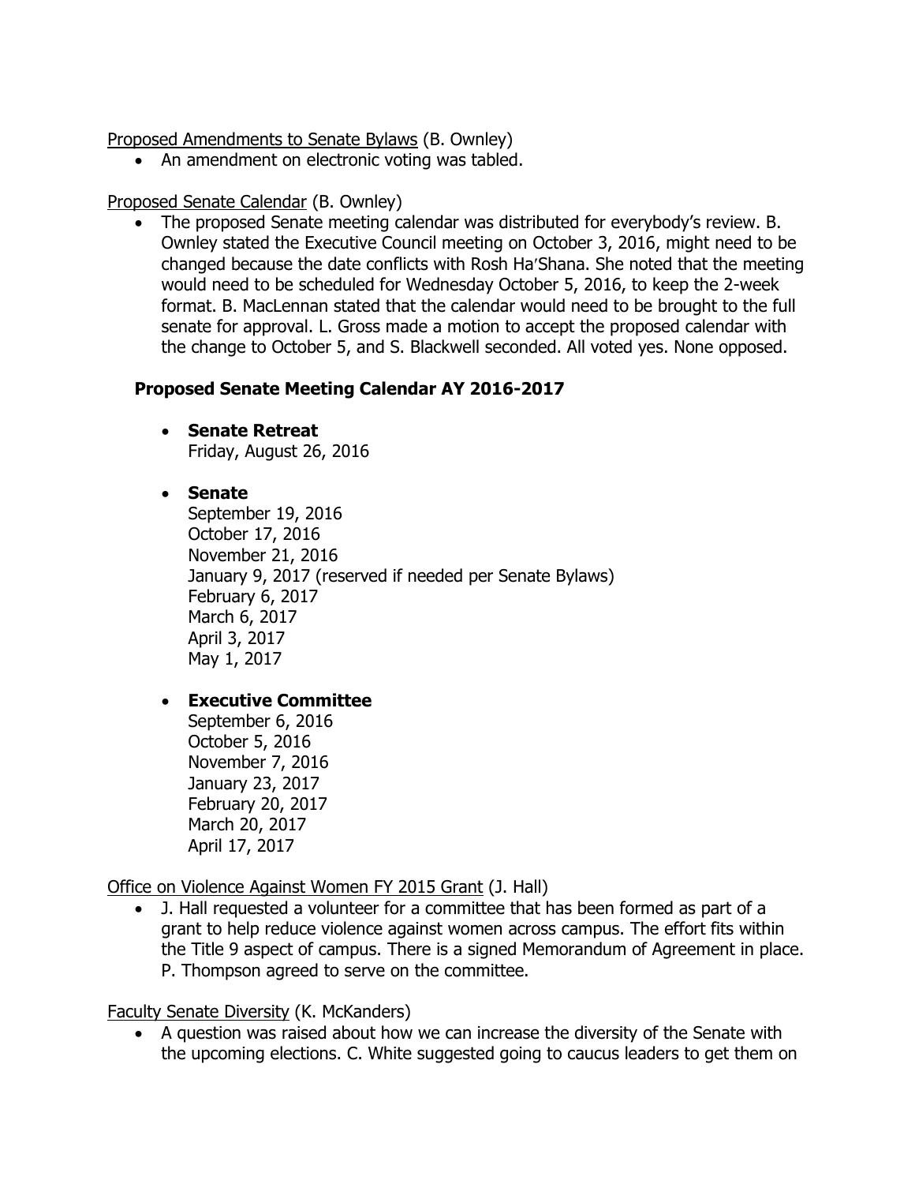Proposed Amendments to Senate Bylaws (B. Ownley)

- An amendment on electronic voting was tabled.

Proposed Senate Calendar (B. Ownley)

- The proposed Senate meeting calendar was distributed for everybody's review. B. Ownley stated the Executive Council meeting on October 3, 2016, might need to be changed because the date conflicts with Rosh Ha'Shana. She noted that the meeting would need to be scheduled for Wednesday October 5, 2016, to keep the 2-week format. B. MacLennan stated that the calendar would need to be brought to the full senate for approval. L. Gross made a motion to accept the proposed calendar with the change to October 5, and S. Blackwell seconded. All voted yes. None opposed.

### Proposed Senate Meeting Calendar AY 2016-2017

- **Senate Retreat**
  Friday, August 26, 2016

- **Senate**
  September 19, 2016
  October 17, 2016
  November 21, 2016
  January 9, 2017 (reserved if needed per Senate Bylaws)
  February 6, 2017
  March 6, 2017
  April 3, 2017
  May 1, 2017

- **Executive Committee**
  September 6, 2016
  October 5, 2016
  November 7, 2016
  January 23, 2017
  February 20, 2017
  March 20, 2017
  April 17, 2017

Office on Violence Against Women FY 2015 Grant (J. Hall)

- J. Hall requested a volunteer for a committee that has been formed as part of a grant to help reduce violence against women across campus. The effort fits within the Title 9 aspect of campus. There is a signed Memorandum of Agreement in place. P. Thompson agreed to serve on the committee.

Faculty Senate Diversity (K. McKanders)

- A question was raised about how we can increase the diversity of the Senate with the upcoming elections. C. White suggested going to caucus leaders to get them on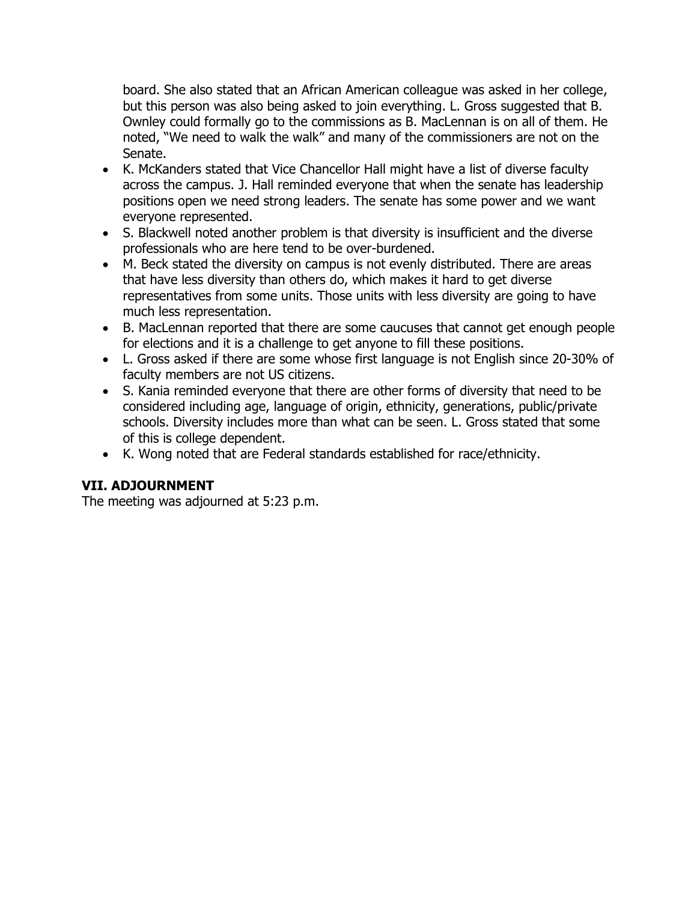board. She also stated that an African American colleague was asked in her college, but this person was also being asked to join everything. L. Gross suggested that B. Ownley could formally go to the commissions as B. MacLennan is on all of them. He noted, "We need to walk the walk" and many of the commissioners are not on the Senate.

- K. McKanders stated that Vice Chancellor Hall might have a list of diverse faculty across the campus. J. Hall reminded everyone that when the senate has leadership positions open we need strong leaders. The senate has some power and we want everyone represented.
- S. Blackwell noted another problem is that diversity is insufficient and the diverse professionals who are here tend to be over-burdened.
- M. Beck stated the diversity on campus is not evenly distributed. There are areas that have less diversity than others do, which makes it hard to get diverse representatives from some units. Those units with less diversity are going to have much less representation.
- B. MacLennan reported that there are some caucuses that cannot get enough people for elections and it is a challenge to get anyone to fill these positions.
- L. Gross asked if there are some whose first language is not English since 20-30% of faculty members are not US citizens.
- S. Kania reminded everyone that there are other forms of diversity that need to be considered including age, language of origin, ethnicity, generations, public/private schools. Diversity includes more than what can be seen. L. Gross stated that some of this is college dependent.
- K. Wong noted that are Federal standards established for race/ethnicity.

## VII. ADJOURNMENT

The meeting was adjourned at 5:23 p.m.